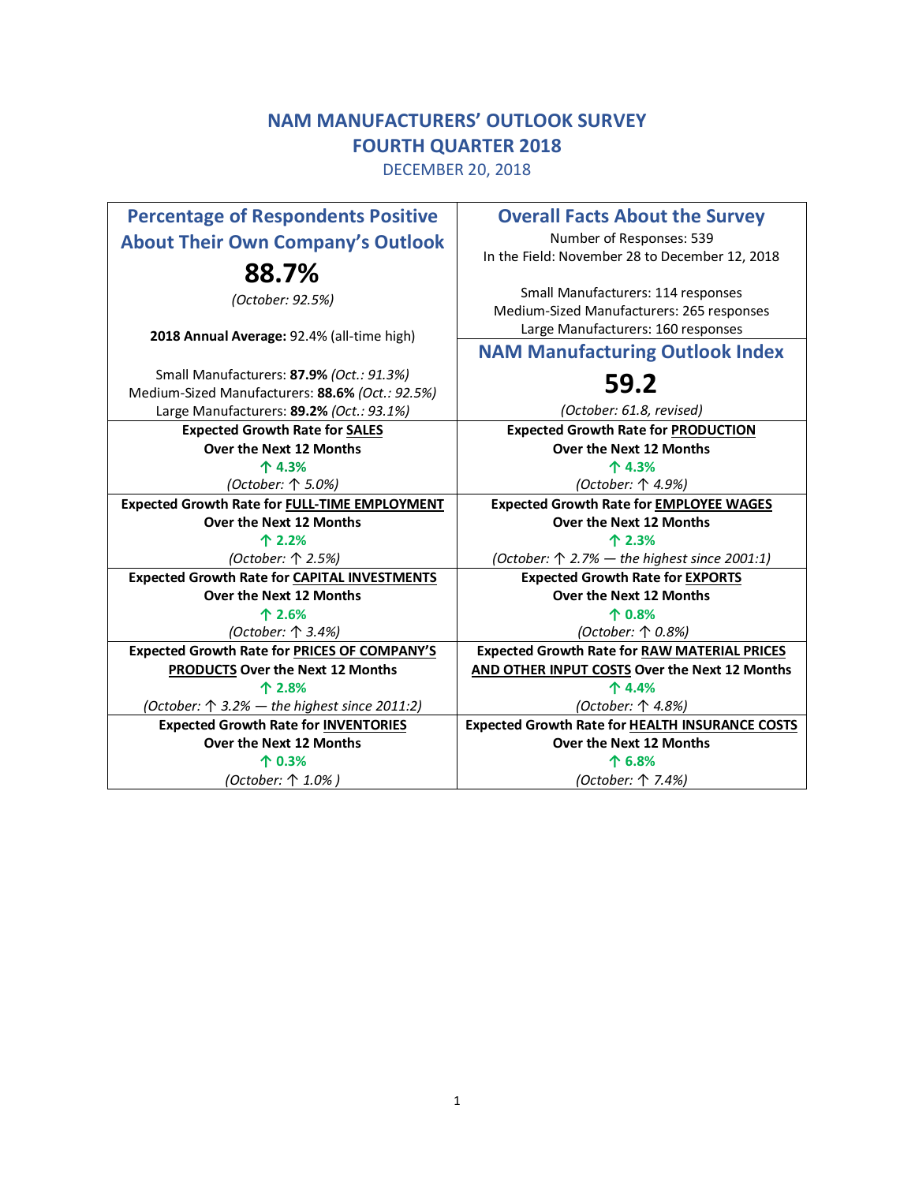# NAM MANUFACTURERS' OUTLOOK SURVEY
# FOURTH QUARTER 2018

DECEMBER 20, 2018

| Percentage of Respondents Positive About Their Own Company's Outlook | Overall Facts About the Survey |
|---|---|
| **88.7%**<br>*(October: 92.5%)*<br><br>**2018 Annual Average:** 92.4% (all-time high)<br><br>Small Manufacturers: **87.9%** *(Oct.: 91.3%)*<br>Medium-Sized Manufacturers: **88.6%** *(Oct.: 92.5%)*<br>Large Manufacturers: **89.2%** *(Oct.: 93.1%)* | Number of Responses: 539<br>In the Field: November 28 to December 12, 2018<br><br>Small Manufacturers: 114 responses<br>Medium-Sized Manufacturers: 265 responses<br>Large Manufacturers: 160 responses<br><br>**NAM Manufacturing Outlook Index**<br>**59.2**<br>*(October: 61.8, revised)* |
| **Expected Growth Rate for SALES Over the Next 12 Months**<br>**↑ 4.3%**<br>*(October: ↑ 5.0%)* | **Expected Growth Rate for PRODUCTION Over the Next 12 Months**<br>**↑ 4.3%**<br>*(October: ↑ 4.9%)* |
| **Expected Growth Rate for FULL-TIME EMPLOYMENT Over the Next 12 Months**<br>**↑ 2.2%**<br>*(October: ↑ 2.5%)* | **Expected Growth Rate for EMPLOYEE WAGES Over the Next 12 Months**<br>**↑ 2.3%**<br>*(October: ↑ 2.7% — the highest since 2001:1)* |
| **Expected Growth Rate for CAPITAL INVESTMENTS Over the Next 12 Months**<br>**↑ 2.6%**<br>*(October: ↑ 3.4%)* | **Expected Growth Rate for EXPORTS Over the Next 12 Months**<br>**↑ 0.8%**<br>*(October: ↑ 0.8%)* |
| **Expected Growth Rate for PRICES OF COMPANY'S PRODUCTS Over the Next 12 Months**<br>**↑ 2.8%**<br>*(October: ↑ 3.2% — the highest since 2011:2)* | **Expected Growth Rate for RAW MATERIAL PRICES AND OTHER INPUT COSTS Over the Next 12 Months**<br>**↑ 4.4%**<br>*(October: ↑ 4.8%)* |
| **Expected Growth Rate for INVENTORIES Over the Next 12 Months**<br>**↑ 0.3%**<br>*(October: ↑ 1.0% )* | **Expected Growth Rate for HEALTH INSURANCE COSTS Over the Next 12 Months**<br>**↑ 6.8%**<br>*(October: ↑ 7.4%)* |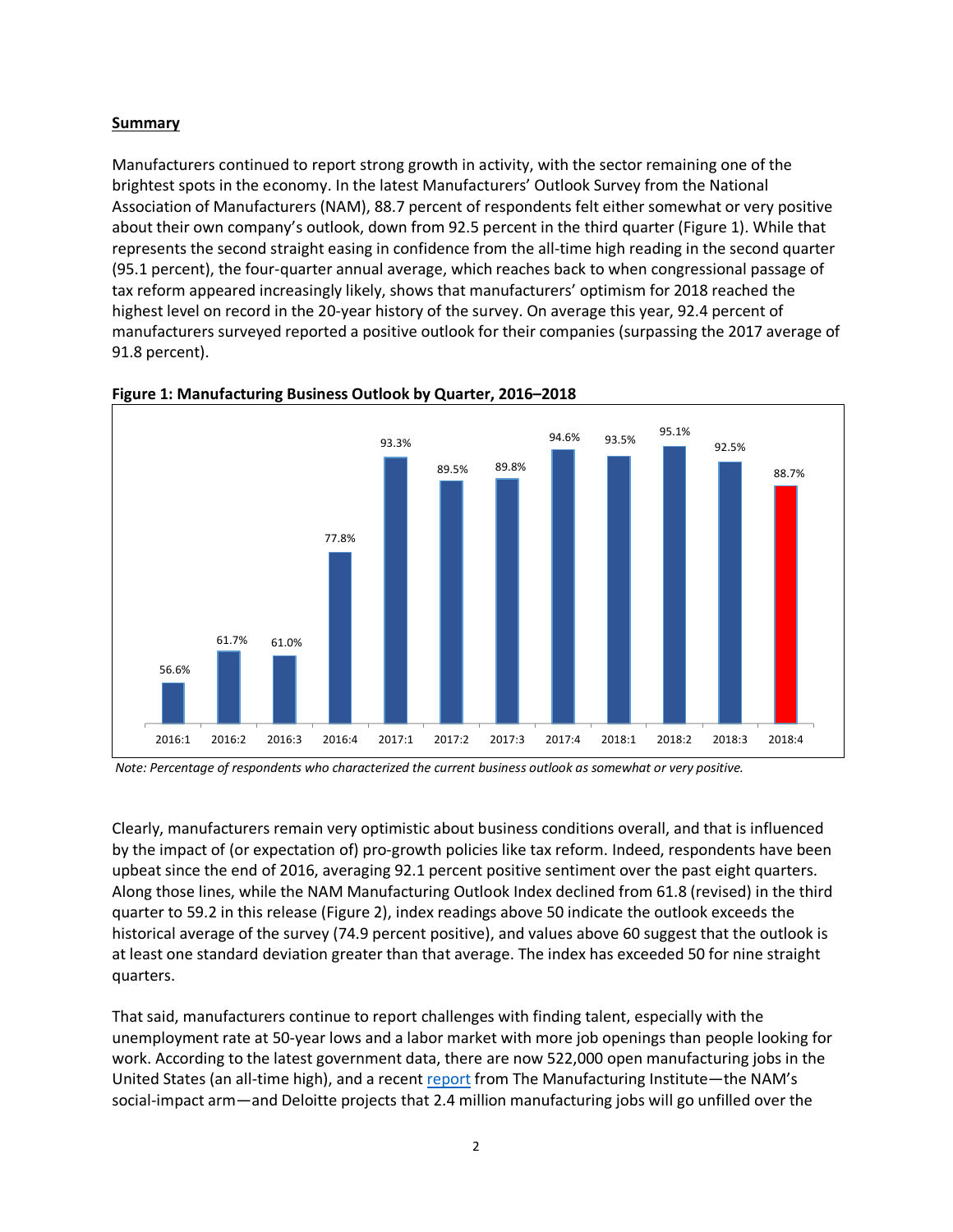**Summary**

Manufacturers continued to report strong growth in activity, with the sector remaining one of the brightest spots in the economy. In the latest Manufacturers' Outlook Survey from the National Association of Manufacturers (NAM), 88.7 percent of respondents felt either somewhat or very positive about their own company's outlook, down from 92.5 percent in the third quarter (Figure 1). While that represents the second straight easing in confidence from the all-time high reading in the second quarter (95.1 percent), the four-quarter annual average, which reaches back to when congressional passage of tax reform appeared increasingly likely, shows that manufacturers' optimism for 2018 reached the highest level on record in the 20-year history of the survey. On average this year, 92.4 percent of manufacturers surveyed reported a positive outlook for their companies (surpassing the 2017 average of 91.8 percent).

**Figure 1: Manufacturing Business Outlook by Quarter, 2016–2018**

| Quarter | Percent |
|---|---|
| 2016:1 | 56.6% |
| 2016:2 | 61.7% |
| 2016:3 | 61.0% |
| 2016:4 | 77.8% |
| 2017:1 | 93.3% |
| 2017:2 | 89.5% |
| 2017:3 | 89.8% |
| 2017:4 | 94.6% |
| 2018:1 | 93.5% |
| 2018:2 | 95.1% |
| 2018:3 | 92.5% |
| 2018:4 | 88.7% |

*Note: Percentage of respondents who characterized the current business outlook as somewhat or very positive.*

Clearly, manufacturers remain very optimistic about business conditions overall, and that is influenced by the impact of (or expectation of) pro-growth policies like tax reform. Indeed, respondents have been upbeat since the end of 2016, averaging 92.1 percent positive sentiment over the past eight quarters. Along those lines, while the NAM Manufacturing Outlook Index declined from 61.8 (revised) in the third quarter to 59.2 in this release (Figure 2), index readings above 50 indicate the outlook exceeds the historical average of the survey (74.9 percent positive), and values above 60 suggest that the outlook is at least one standard deviation greater than that average. The index has exceeded 50 for nine straight quarters.

That said, manufacturers continue to report challenges with finding talent, especially with the unemployment rate at 50-year lows and a labor market with more job openings than people looking for work. According to the latest government data, there are now 522,000 open manufacturing jobs in the United States (an all-time high), and a recent report from The Manufacturing Institute—the NAM's social-impact arm—and Deloitte projects that 2.4 million manufacturing jobs will go unfilled over the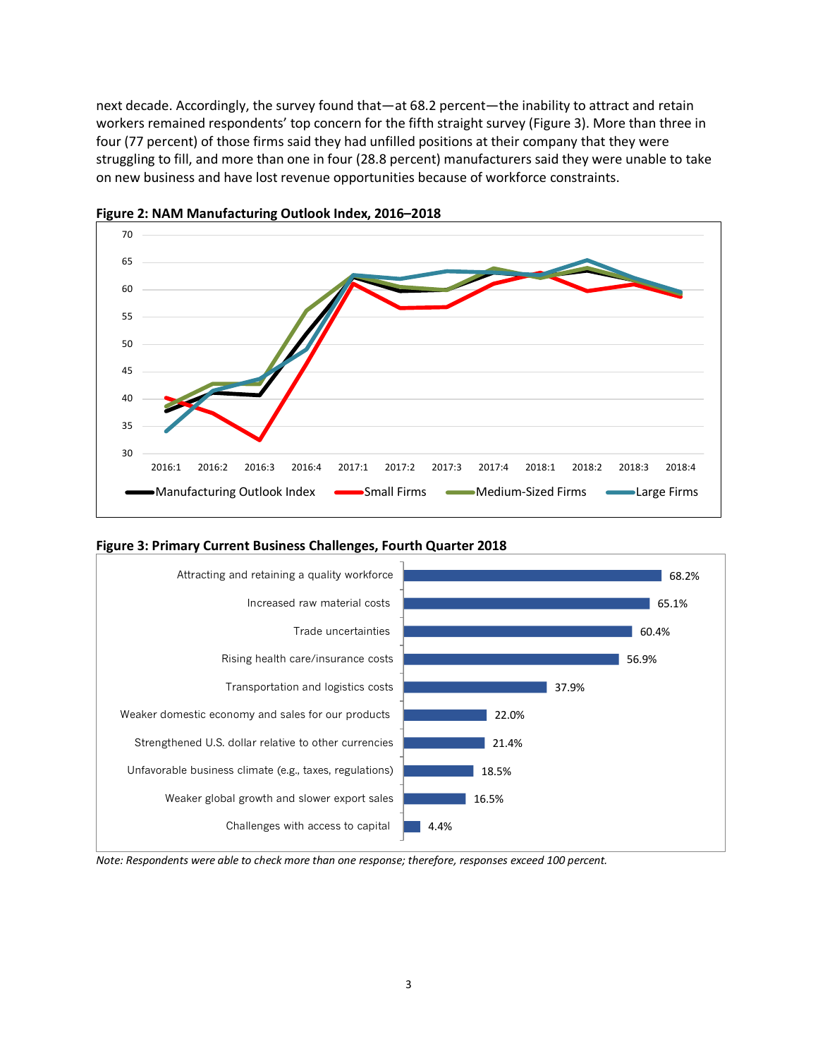next decade. Accordingly, the survey found that—at 68.2 percent—the inability to attract and retain workers remained respondents' top concern for the fifth straight survey (Figure 3). More than three in four (77 percent) of those firms said they had unfilled positions at their company that they were struggling to fill, and more than one in four (28.8 percent) manufacturers said they were unable to take on new business and have lost revenue opportunities because of workforce constraints.

**Figure 2: NAM Manufacturing Outlook Index, 2016–2018**

**Figure 3: Primary Current Business Challenges, Fourth Quarter 2018**

| Challenge | Percent |
|---|---|
| Attracting and retaining a quality workforce | 68.2% |
| Increased raw material costs | 65.1% |
| Trade uncertainties | 60.4% |
| Rising health care/insurance costs | 56.9% |
| Transportation and logistics costs | 37.9% |
| Weaker domestic economy and sales for our products | 22.0% |
| Strengthened U.S. dollar relative to other currencies | 21.4% |
| Unfavorable business climate (e.g., taxes, regulations) | 18.5% |
| Weaker global growth and slower export sales | 16.5% |
| Challenges with access to capital | 4.4% |

*Note: Respondents were able to check more than one response; therefore, responses exceed 100 percent.*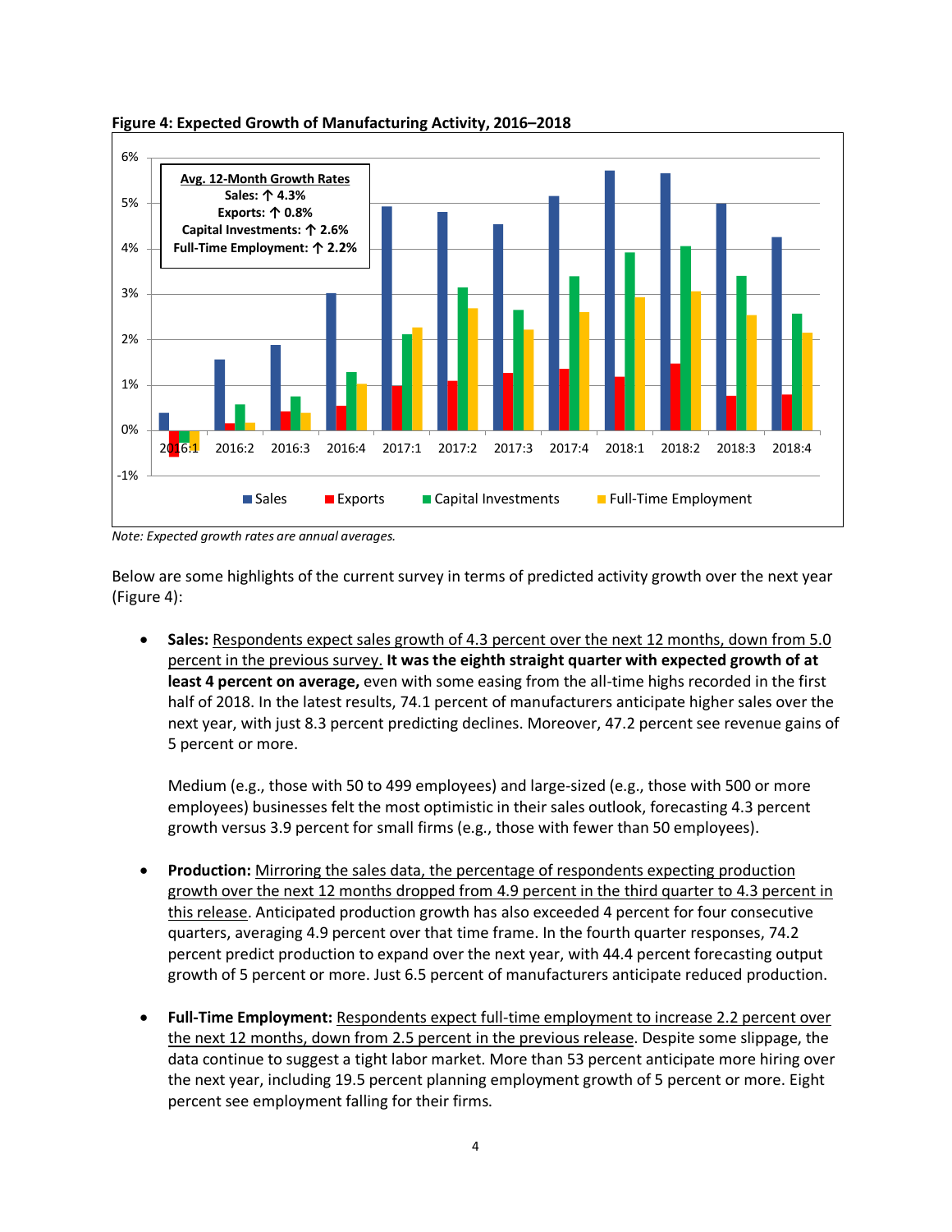**Figure 4: Expected Growth of Manufacturing Activity, 2016–2018**

*Note: Expected growth rates are annual averages.*

Below are some highlights of the current survey in terms of predicted activity growth over the next year (Figure 4):

- **Sales:** Respondents expect sales growth of 4.3 percent over the next 12 months, down from 5.0 percent in the previous survey. **It was the eighth straight quarter with expected growth of at least 4 percent on average,** even with some easing from the all-time highs recorded in the first half of 2018. In the latest results, 74.1 percent of manufacturers anticipate higher sales over the next year, with just 8.3 percent predicting declines. Moreover, 47.2 percent see revenue gains of 5 percent or more.

  Medium (e.g., those with 50 to 499 employees) and large-sized (e.g., those with 500 or more employees) businesses felt the most optimistic in their sales outlook, forecasting 4.3 percent growth versus 3.9 percent for small firms (e.g., those with fewer than 50 employees).

- **Production:** Mirroring the sales data, the percentage of respondents expecting production growth over the next 12 months dropped from 4.9 percent in the third quarter to 4.3 percent in this release. Anticipated production growth has also exceeded 4 percent for four consecutive quarters, averaging 4.9 percent over that time frame. In the fourth quarter responses, 74.2 percent predict production to expand over the next year, with 44.4 percent forecasting output growth of 5 percent or more. Just 6.5 percent of manufacturers anticipate reduced production.

- **Full-Time Employment:** Respondents expect full-time employment to increase 2.2 percent over the next 12 months, down from 2.5 percent in the previous release. Despite some slippage, the data continue to suggest a tight labor market. More than 53 percent anticipate more hiring over the next year, including 19.5 percent planning employment growth of 5 percent or more. Eight percent see employment falling for their firms.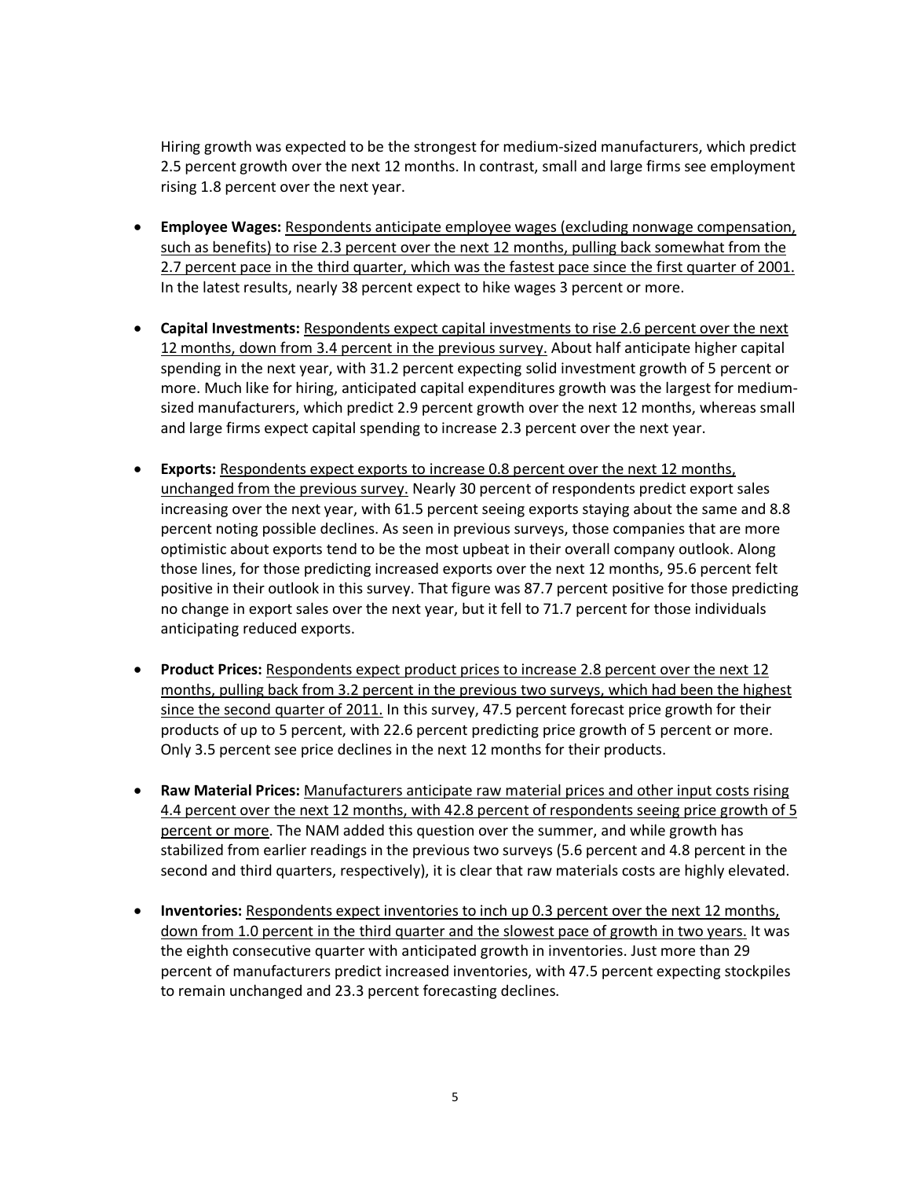Hiring growth was expected to be the strongest for medium-sized manufacturers, which predict 2.5 percent growth over the next 12 months. In contrast, small and large firms see employment rising 1.8 percent over the next year.

- **Employee Wages:** <u>Respondents anticipate employee wages (excluding nonwage compensation, such as benefits) to rise 2.3 percent over the next 12 months, pulling back somewhat from the 2.7 percent pace in the third quarter, which was the fastest pace since the first quarter of 2001.</u> In the latest results, nearly 38 percent expect to hike wages 3 percent or more.

- **Capital Investments:** <u>Respondents expect capital investments to rise 2.6 percent over the next 12 months, down from 3.4 percent in the previous survey.</u> About half anticipate higher capital spending in the next year, with 31.2 percent expecting solid investment growth of 5 percent or more. Much like for hiring, anticipated capital expenditures growth was the largest for medium-sized manufacturers, which predict 2.9 percent growth over the next 12 months, whereas small and large firms expect capital spending to increase 2.3 percent over the next year.

- **Exports:** <u>Respondents expect exports to increase 0.8 percent over the next 12 months, unchanged from the previous survey.</u> Nearly 30 percent of respondents predict export sales increasing over the next year, with 61.5 percent seeing exports staying about the same and 8.8 percent noting possible declines. As seen in previous surveys, those companies that are more optimistic about exports tend to be the most upbeat in their overall company outlook. Along those lines, for those predicting increased exports over the next 12 months, 95.6 percent felt positive in their outlook in this survey. That figure was 87.7 percent positive for those predicting no change in export sales over the next year, but it fell to 71.7 percent for those individuals anticipating reduced exports.

- **Product Prices:** <u>Respondents expect product prices to increase 2.8 percent over the next 12 months, pulling back from 3.2 percent in the previous two surveys, which had been the highest since the second quarter of 2011.</u> In this survey, 47.5 percent forecast price growth for their products of up to 5 percent, with 22.6 percent predicting price growth of 5 percent or more. Only 3.5 percent see price declines in the next 12 months for their products.

- **Raw Material Prices:** <u>Manufacturers anticipate raw material prices and other input costs rising 4.4 percent over the next 12 months, with 42.8 percent of respondents seeing price growth of 5 percent or more</u>. The NAM added this question over the summer, and while growth has stabilized from earlier readings in the previous two surveys (5.6 percent and 4.8 percent in the second and third quarters, respectively), it is clear that raw materials costs are highly elevated.

- **Inventories:** <u>Respondents expect inventories to inch up 0.3 percent over the next 12 months, down from 1.0 percent in the third quarter and the slowest pace of growth in two years.</u> It was the eighth consecutive quarter with anticipated growth in inventories. Just more than 29 percent of manufacturers predict increased inventories, with 47.5 percent expecting stockpiles to remain unchanged and 23.3 percent forecasting declines.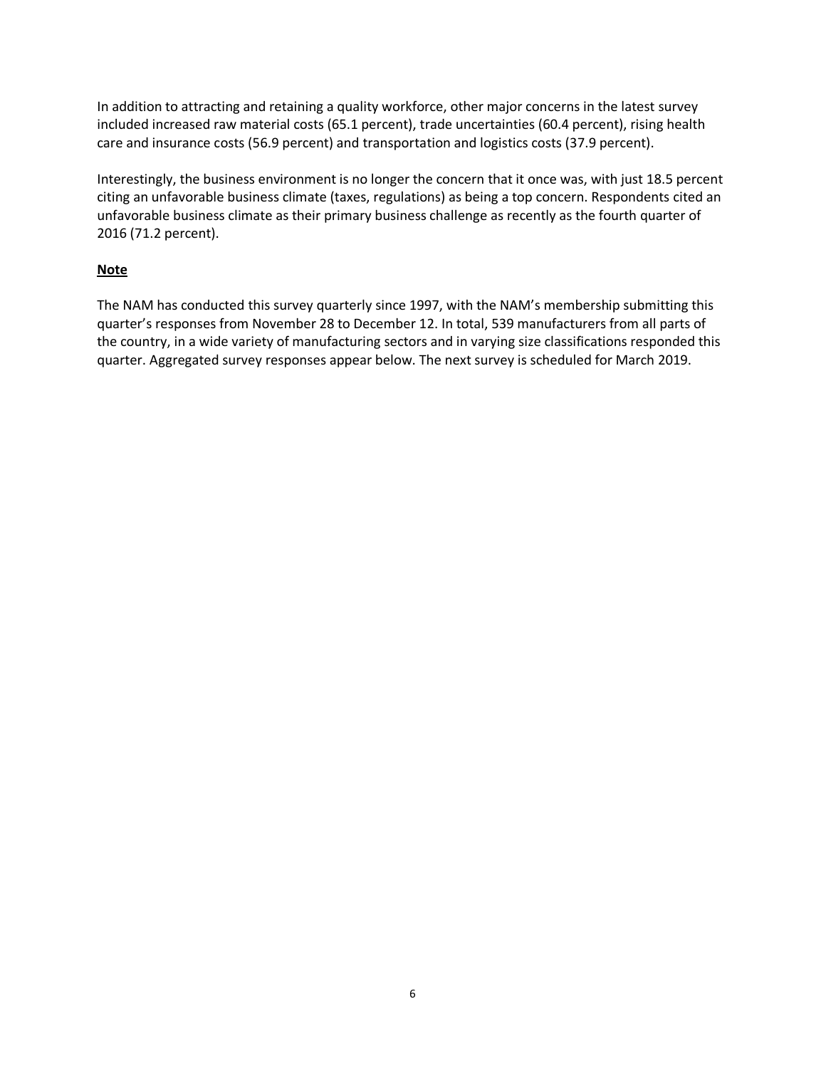In addition to attracting and retaining a quality workforce, other major concerns in the latest survey included increased raw material costs (65.1 percent), trade uncertainties (60.4 percent), rising health care and insurance costs (56.9 percent) and transportation and logistics costs (37.9 percent).

Interestingly, the business environment is no longer the concern that it once was, with just 18.5 percent citing an unfavorable business climate (taxes, regulations) as being a top concern. Respondents cited an unfavorable business climate as their primary business challenge as recently as the fourth quarter of 2016 (71.2 percent).

**Note**

The NAM has conducted this survey quarterly since 1997, with the NAM's membership submitting this quarter's responses from November 28 to December 12. In total, 539 manufacturers from all parts of the country, in a wide variety of manufacturing sectors and in varying size classifications responded this quarter. Aggregated survey responses appear below. The next survey is scheduled for March 2019.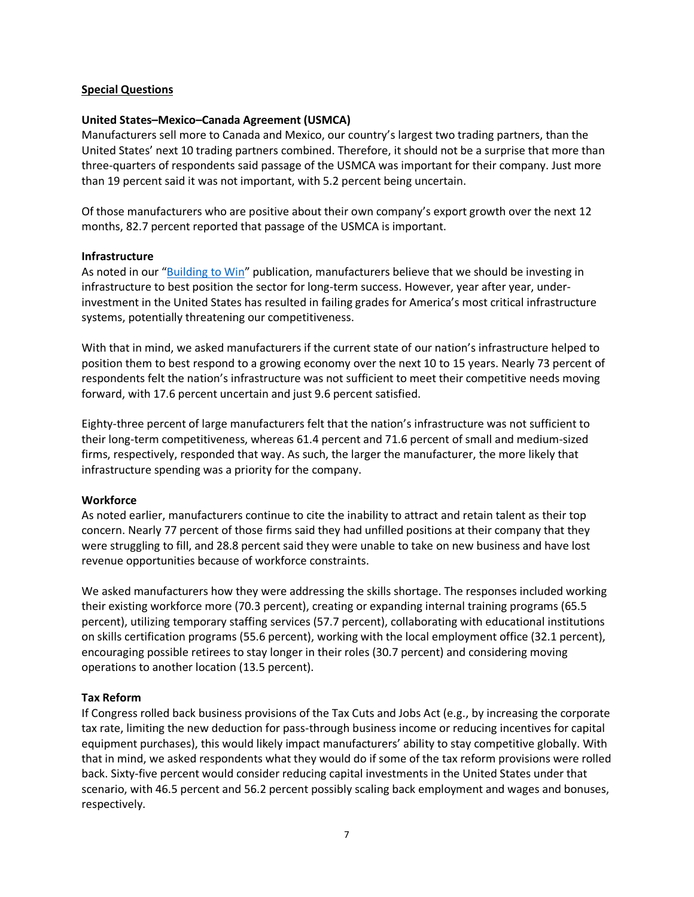## Special Questions

### United States–Mexico–Canada Agreement (USMCA)

Manufacturers sell more to Canada and Mexico, our country's largest two trading partners, than the United States' next 10 trading partners combined. Therefore, it should not be a surprise that more than three-quarters of respondents said passage of the USMCA was important for their company. Just more than 19 percent said it was not important, with 5.2 percent being uncertain.

Of those manufacturers who are positive about their own company's export growth over the next 12 months, 82.7 percent reported that passage of the USMCA is important.

### Infrastructure

As noted in our "Building to Win" publication, manufacturers believe that we should be investing in infrastructure to best position the sector for long-term success. However, year after year, under-investment in the United States has resulted in failing grades for America's most critical infrastructure systems, potentially threatening our competitiveness.

With that in mind, we asked manufacturers if the current state of our nation's infrastructure helped to position them to best respond to a growing economy over the next 10 to 15 years. Nearly 73 percent of respondents felt the nation's infrastructure was not sufficient to meet their competitive needs moving forward, with 17.6 percent uncertain and just 9.6 percent satisfied.

Eighty-three percent of large manufacturers felt that the nation's infrastructure was not sufficient to their long-term competitiveness, whereas 61.4 percent and 71.6 percent of small and medium-sized firms, respectively, responded that way. As such, the larger the manufacturer, the more likely that infrastructure spending was a priority for the company.

### Workforce

As noted earlier, manufacturers continue to cite the inability to attract and retain talent as their top concern. Nearly 77 percent of those firms said they had unfilled positions at their company that they were struggling to fill, and 28.8 percent said they were unable to take on new business and have lost revenue opportunities because of workforce constraints.

We asked manufacturers how they were addressing the skills shortage. The responses included working their existing workforce more (70.3 percent), creating or expanding internal training programs (65.5 percent), utilizing temporary staffing services (57.7 percent), collaborating with educational institutions on skills certification programs (55.6 percent), working with the local employment office (32.1 percent), encouraging possible retirees to stay longer in their roles (30.7 percent) and considering moving operations to another location (13.5 percent).

### Tax Reform

If Congress rolled back business provisions of the Tax Cuts and Jobs Act (e.g., by increasing the corporate tax rate, limiting the new deduction for pass-through business income or reducing incentives for capital equipment purchases), this would likely impact manufacturers' ability to stay competitive globally. With that in mind, we asked respondents what they would do if some of the tax reform provisions were rolled back. Sixty-five percent would consider reducing capital investments in the United States under that scenario, with 46.5 percent and 56.2 percent possibly scaling back employment and wages and bonuses, respectively.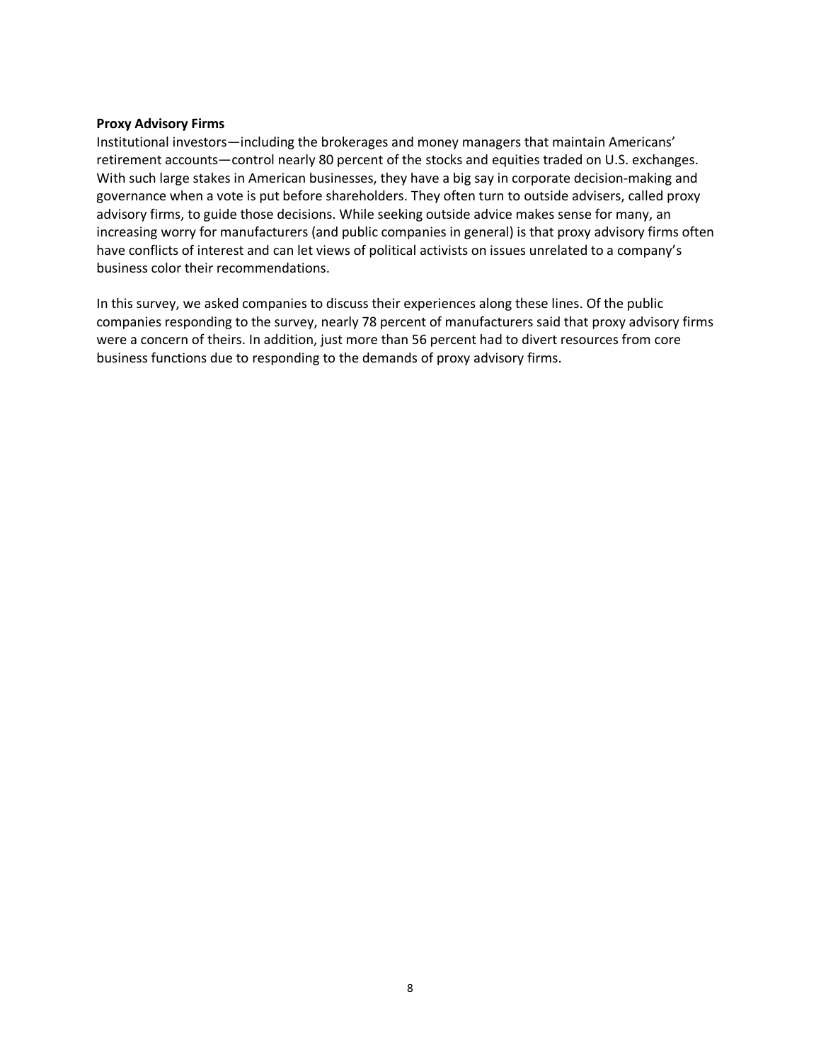**Proxy Advisory Firms**

Institutional investors—including the brokerages and money managers that maintain Americans' retirement accounts—control nearly 80 percent of the stocks and equities traded on U.S. exchanges. With such large stakes in American businesses, they have a big say in corporate decision-making and governance when a vote is put before shareholders. They often turn to outside advisers, called proxy advisory firms, to guide those decisions. While seeking outside advice makes sense for many, an increasing worry for manufacturers (and public companies in general) is that proxy advisory firms often have conflicts of interest and can let views of political activists on issues unrelated to a company's business color their recommendations.

In this survey, we asked companies to discuss their experiences along these lines. Of the public companies responding to the survey, nearly 78 percent of manufacturers said that proxy advisory firms were a concern of theirs. In addition, just more than 56 percent had to divert resources from core business functions due to responding to the demands of proxy advisory firms.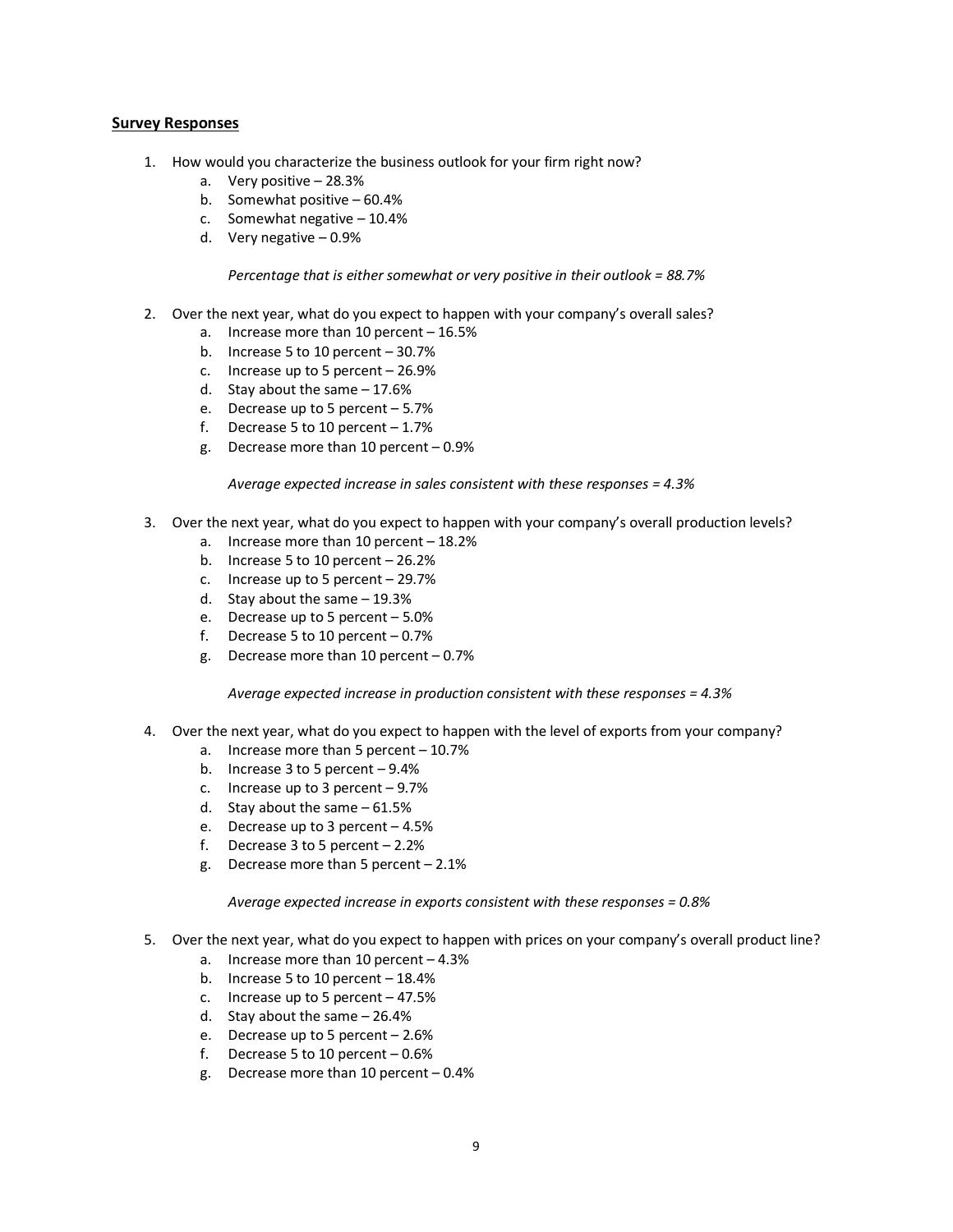**Survey Responses**

1. How would you characterize the business outlook for your firm right now?
    a. Very positive – 28.3%
    b. Somewhat positive – 60.4%
    c. Somewhat negative – 10.4%
    d. Very negative – 0.9%

    *Percentage that is either somewhat or very positive in their outlook = 88.7%*

2. Over the next year, what do you expect to happen with your company's overall sales?
    a. Increase more than 10 percent – 16.5%
    b. Increase 5 to 10 percent – 30.7%
    c. Increase up to 5 percent – 26.9%
    d. Stay about the same – 17.6%
    e. Decrease up to 5 percent – 5.7%
    f. Decrease 5 to 10 percent – 1.7%
    g. Decrease more than 10 percent – 0.9%

    *Average expected increase in sales consistent with these responses = 4.3%*

3. Over the next year, what do you expect to happen with your company's overall production levels?
    a. Increase more than 10 percent – 18.2%
    b. Increase 5 to 10 percent – 26.2%
    c. Increase up to 5 percent – 29.7%
    d. Stay about the same – 19.3%
    e. Decrease up to 5 percent – 5.0%
    f. Decrease 5 to 10 percent – 0.7%
    g. Decrease more than 10 percent – 0.7%

    *Average expected increase in production consistent with these responses = 4.3%*

4. Over the next year, what do you expect to happen with the level of exports from your company?
    a. Increase more than 5 percent – 10.7%
    b. Increase 3 to 5 percent – 9.4%
    c. Increase up to 3 percent – 9.7%
    d. Stay about the same – 61.5%
    e. Decrease up to 3 percent – 4.5%
    f. Decrease 3 to 5 percent – 2.2%
    g. Decrease more than 5 percent – 2.1%

    *Average expected increase in exports consistent with these responses = 0.8%*

5. Over the next year, what do you expect to happen with prices on your company's overall product line?
    a. Increase more than 10 percent – 4.3%
    b. Increase 5 to 10 percent – 18.4%
    c. Increase up to 5 percent – 47.5%
    d. Stay about the same – 26.4%
    e. Decrease up to 5 percent – 2.6%
    f. Decrease 5 to 10 percent – 0.6%
    g. Decrease more than 10 percent – 0.4%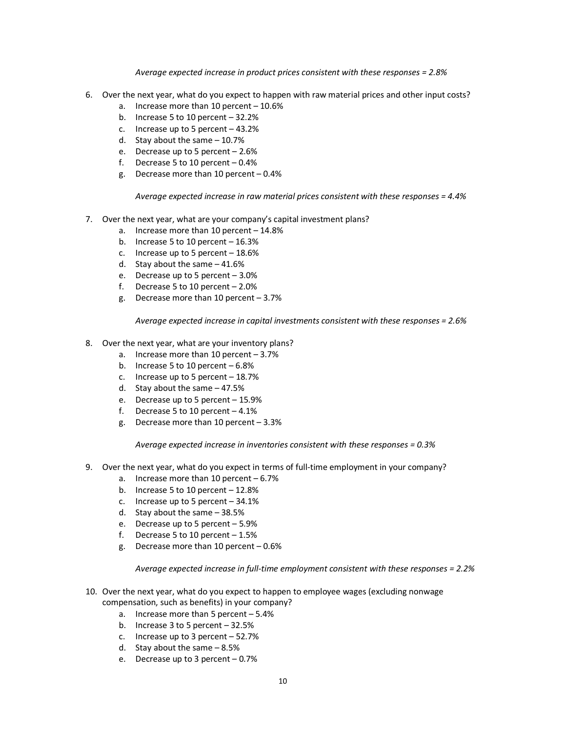*Average expected increase in product prices consistent with these responses = 2.8%*

6. Over the next year, what do you expect to happen with raw material prices and other input costs?
   a. Increase more than 10 percent – 10.6%
   b. Increase 5 to 10 percent – 32.2%
   c. Increase up to 5 percent – 43.2%
   d. Stay about the same – 10.7%
   e. Decrease up to 5 percent – 2.6%
   f. Decrease 5 to 10 percent – 0.4%
   g. Decrease more than 10 percent – 0.4%

   *Average expected increase in raw material prices consistent with these responses = 4.4%*

7. Over the next year, what are your company's capital investment plans?
   a. Increase more than 10 percent – 14.8%
   b. Increase 5 to 10 percent – 16.3%
   c. Increase up to 5 percent – 18.6%
   d. Stay about the same – 41.6%
   e. Decrease up to 5 percent – 3.0%
   f. Decrease 5 to 10 percent – 2.0%
   g. Decrease more than 10 percent – 3.7%

   *Average expected increase in capital investments consistent with these responses = 2.6%*

8. Over the next year, what are your inventory plans?
   a. Increase more than 10 percent – 3.7%
   b. Increase 5 to 10 percent – 6.8%
   c. Increase up to 5 percent – 18.7%
   d. Stay about the same – 47.5%
   e. Decrease up to 5 percent – 15.9%
   f. Decrease 5 to 10 percent – 4.1%
   g. Decrease more than 10 percent – 3.3%

   *Average expected increase in inventories consistent with these responses = 0.3%*

9. Over the next year, what do you expect in terms of full-time employment in your company?
   a. Increase more than 10 percent – 6.7%
   b. Increase 5 to 10 percent – 12.8%
   c. Increase up to 5 percent – 34.1%
   d. Stay about the same – 38.5%
   e. Decrease up to 5 percent – 5.9%
   f. Decrease 5 to 10 percent – 1.5%
   g. Decrease more than 10 percent – 0.6%

   *Average expected increase in full-time employment consistent with these responses = 2.2%*

10. Over the next year, what do you expect to happen to employee wages (excluding nonwage compensation, such as benefits) in your company?
    a. Increase more than 5 percent – 5.4%
    b. Increase 3 to 5 percent – 32.5%
    c. Increase up to 3 percent – 52.7%
    d. Stay about the same – 8.5%
    e. Decrease up to 3 percent – 0.7%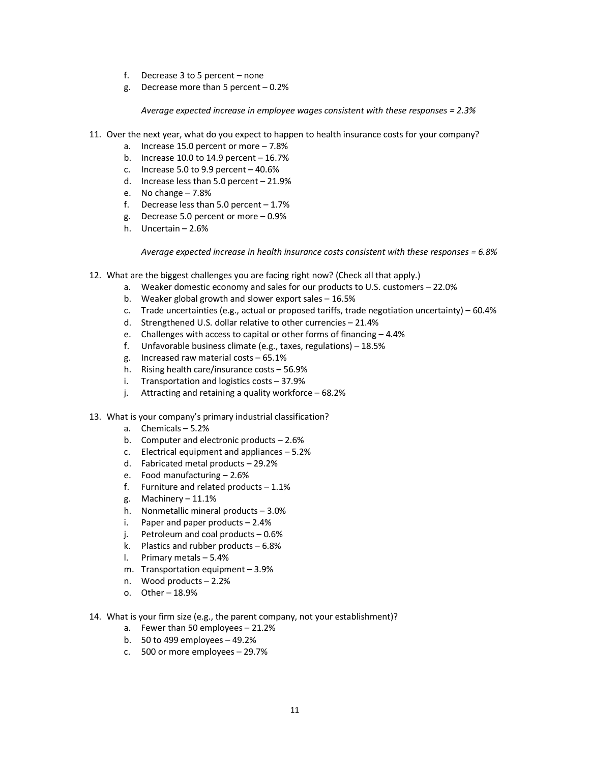f. Decrease 3 to 5 percent – none
g. Decrease more than 5 percent – 0.2%

*Average expected increase in employee wages consistent with these responses = 2.3%*

11. Over the next year, what do you expect to happen to health insurance costs for your company?
    a. Increase 15.0 percent or more – 7.8%
    b. Increase 10.0 to 14.9 percent – 16.7%
    c. Increase 5.0 to 9.9 percent – 40.6%
    d. Increase less than 5.0 percent – 21.9%
    e. No change – 7.8%
    f. Decrease less than 5.0 percent – 1.7%
    g. Decrease 5.0 percent or more – 0.9%
    h. Uncertain – 2.6%

    *Average expected increase in health insurance costs consistent with these responses = 6.8%*

12. What are the biggest challenges you are facing right now? (Check all that apply.)
    a. Weaker domestic economy and sales for our products to U.S. customers – 22.0%
    b. Weaker global growth and slower export sales – 16.5%
    c. Trade uncertainties (e.g., actual or proposed tariffs, trade negotiation uncertainty) – 60.4%
    d. Strengthened U.S. dollar relative to other currencies – 21.4%
    e. Challenges with access to capital or other forms of financing – 4.4%
    f. Unfavorable business climate (e.g., taxes, regulations) – 18.5%
    g. Increased raw material costs – 65.1%
    h. Rising health care/insurance costs – 56.9%
    i. Transportation and logistics costs – 37.9%
    j. Attracting and retaining a quality workforce – 68.2%

13. What is your company's primary industrial classification?
    a. Chemicals – 5.2%
    b. Computer and electronic products – 2.6%
    c. Electrical equipment and appliances – 5.2%
    d. Fabricated metal products – 29.2%
    e. Food manufacturing – 2.6%
    f. Furniture and related products – 1.1%
    g. Machinery – 11.1%
    h. Nonmetallic mineral products – 3.0%
    i. Paper and paper products – 2.4%
    j. Petroleum and coal products – 0.6%
    k. Plastics and rubber products – 6.8%
    l. Primary metals – 5.4%
    m. Transportation equipment – 3.9%
    n. Wood products – 2.2%
    o. Other – 18.9%

14. What is your firm size (e.g., the parent company, not your establishment)?
    a. Fewer than 50 employees – 21.2%
    b. 50 to 499 employees – 49.2%
    c. 500 or more employees – 29.7%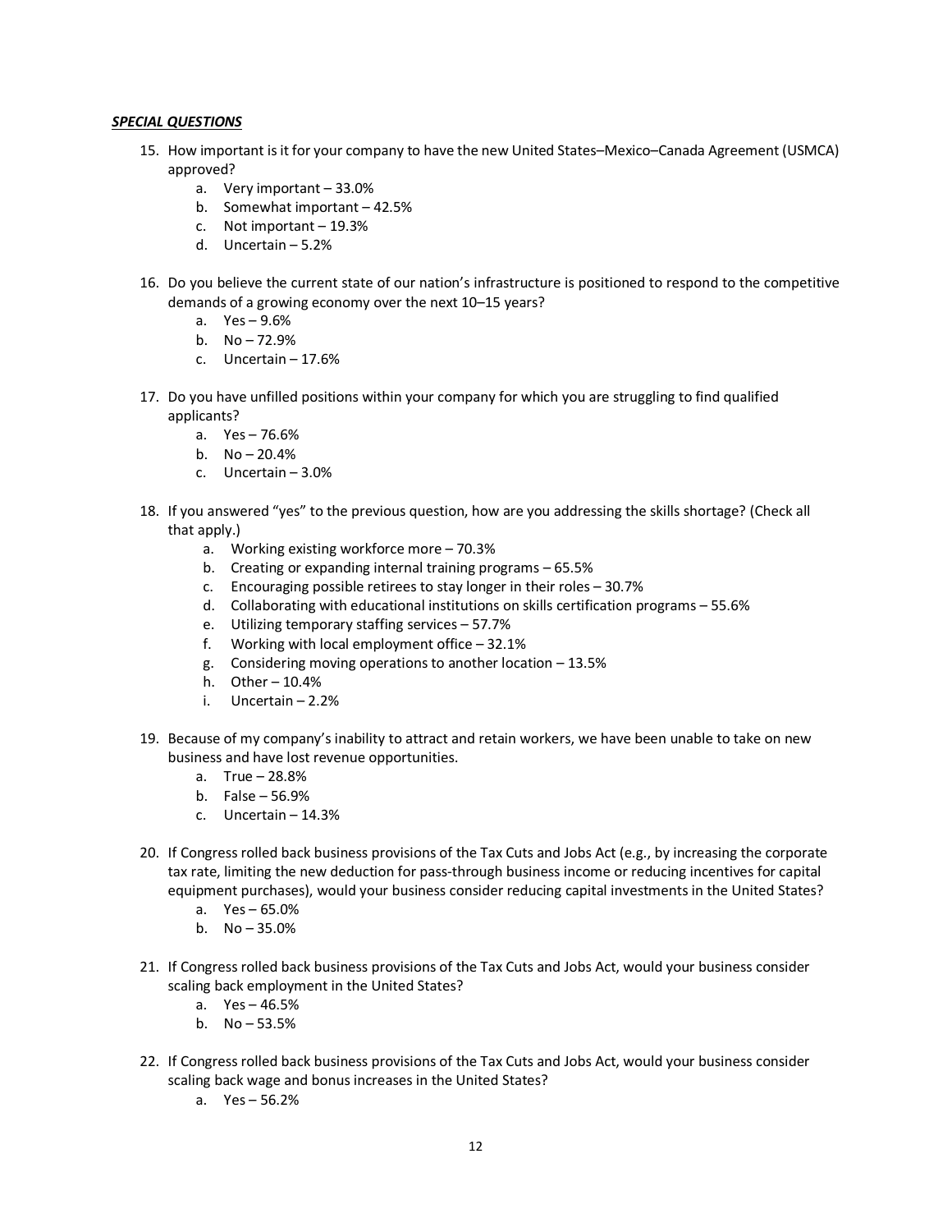***SPECIAL QUESTIONS***

15. How important is it for your company to have the new United States–Mexico–Canada Agreement (USMCA) approved?
    a. Very important – 33.0%
    b. Somewhat important – 42.5%
    c. Not important – 19.3%
    d. Uncertain – 5.2%

16. Do you believe the current state of our nation's infrastructure is positioned to respond to the competitive demands of a growing economy over the next 10–15 years?
    a. Yes – 9.6%
    b. No – 72.9%
    c. Uncertain – 17.6%

17. Do you have unfilled positions within your company for which you are struggling to find qualified applicants?
    a. Yes – 76.6%
    b. No – 20.4%
    c. Uncertain – 3.0%

18. If you answered "yes" to the previous question, how are you addressing the skills shortage? (Check all that apply.)
    a. Working existing workforce more – 70.3%
    b. Creating or expanding internal training programs – 65.5%
    c. Encouraging possible retirees to stay longer in their roles – 30.7%
    d. Collaborating with educational institutions on skills certification programs – 55.6%
    e. Utilizing temporary staffing services – 57.7%
    f. Working with local employment office – 32.1%
    g. Considering moving operations to another location – 13.5%
    h. Other – 10.4%
    i. Uncertain – 2.2%

19. Because of my company's inability to attract and retain workers, we have been unable to take on new business and have lost revenue opportunities.
    a. True – 28.8%
    b. False – 56.9%
    c. Uncertain – 14.3%

20. If Congress rolled back business provisions of the Tax Cuts and Jobs Act (e.g., by increasing the corporate tax rate, limiting the new deduction for pass-through business income or reducing incentives for capital equipment purchases), would your business consider reducing capital investments in the United States?
    a. Yes – 65.0%
    b. No – 35.0%

21. If Congress rolled back business provisions of the Tax Cuts and Jobs Act, would your business consider scaling back employment in the United States?
    a. Yes – 46.5%
    b. No – 53.5%

22. If Congress rolled back business provisions of the Tax Cuts and Jobs Act, would your business consider scaling back wage and bonus increases in the United States?
    a. Yes – 56.2%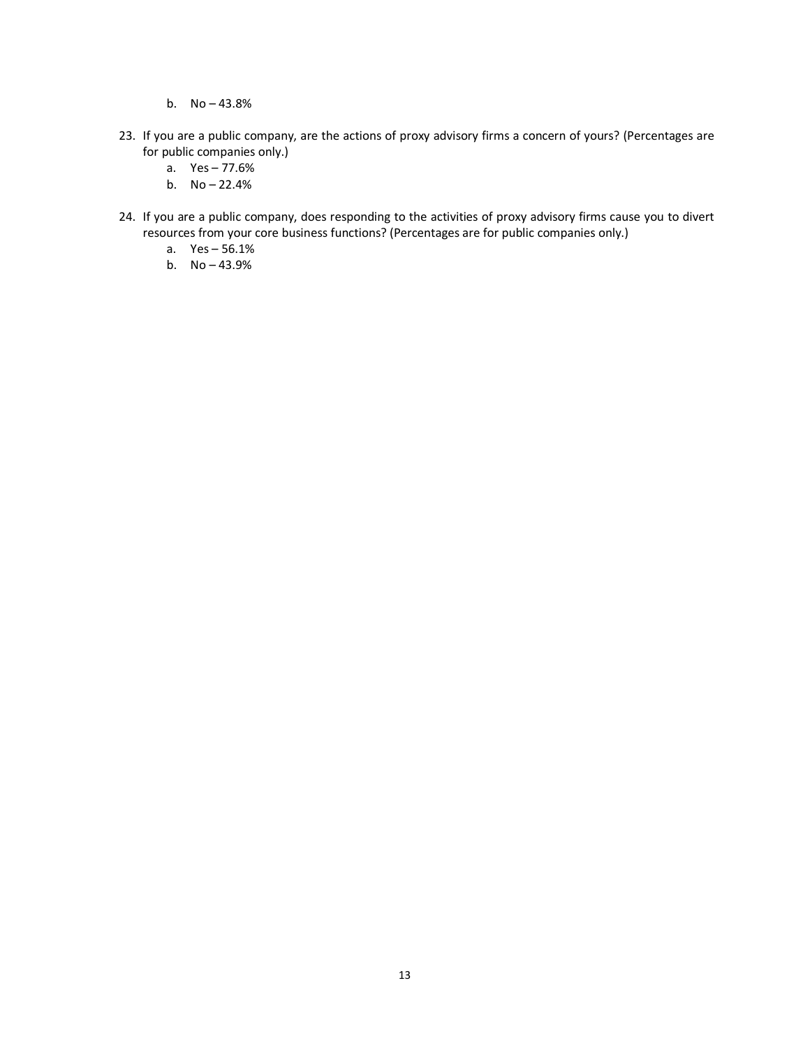b. No – 43.8%

23. If you are a public company, are the actions of proxy advisory firms a concern of yours? (Percentages are for public companies only.)
    a. Yes – 77.6%
    b. No – 22.4%

24. If you are a public company, does responding to the activities of proxy advisory firms cause you to divert resources from your core business functions? (Percentages are for public companies only.)
    a. Yes – 56.1%
    b. No – 43.9%